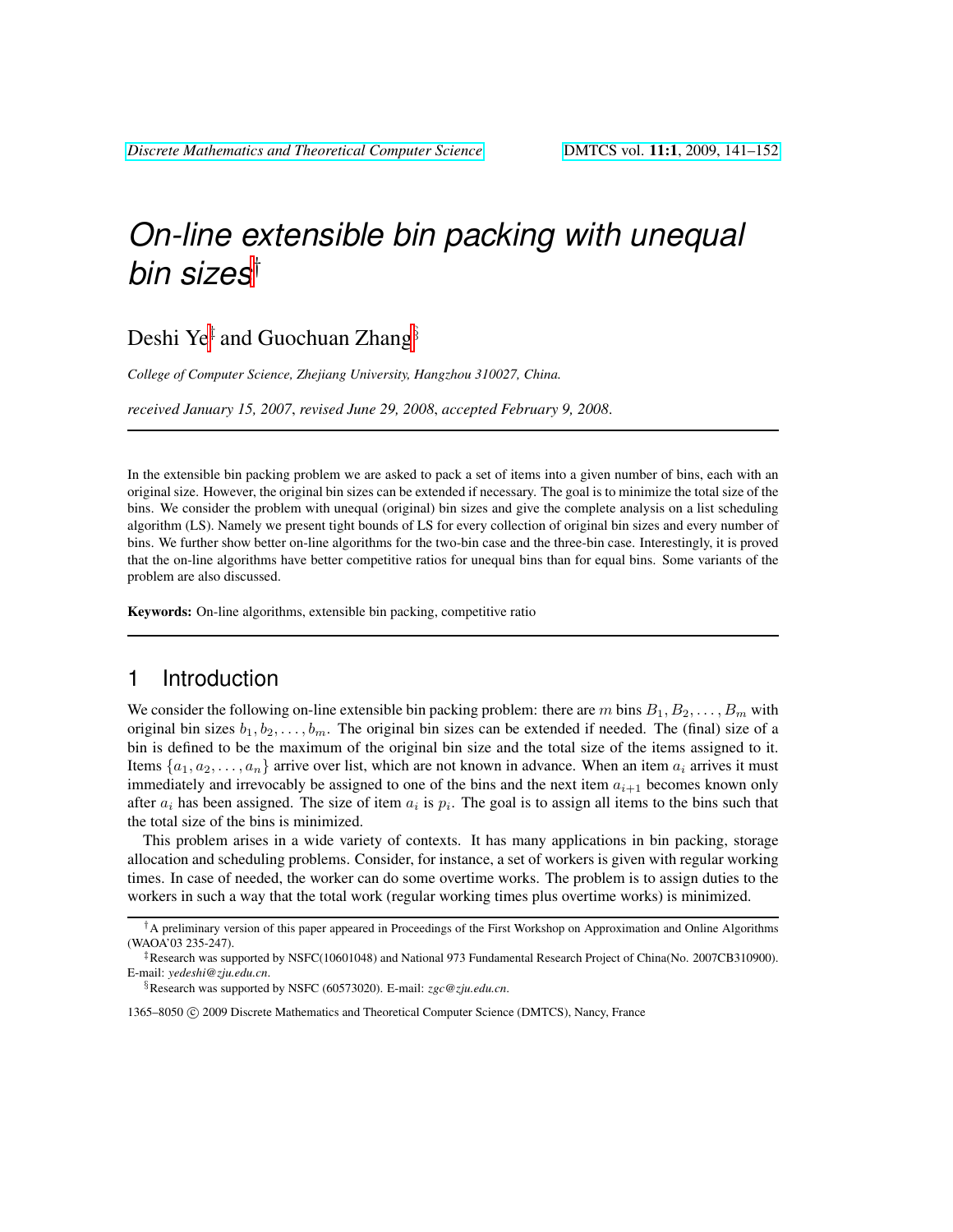# On-line extensible bin packing with unequal bin sizes[†]

Deshi Ye[‡] and Guochuan Zhang[§]

*College of Computer Science, Zhejiang University, Hangzhou 310027, China.*

*received January 15, 2007*, *revised June 29, 2008*, *accepted February 9, 2008*.

---

In the extensible bin packing problem we are asked to pack a set of items into a given number of bins, each with an original size. However, the original bin sizes can be extended if necessary. The goal is to minimize the total size of the bins. We consider the problem with unequal (original) bin sizes and give the complete analysis on a list scheduling algorithm (LS). Namely we present tight bounds of LS for every collection of original bin sizes and every number of bins. We further show better on-line algorithms for the two-bin case and the three-bin case. Interestingly, it is proved that the on-line algorithms have better competitive ratios for unequal bins than for equal bins. Some variants of the problem are also discussed.

**Keywords:** On-line algorithms, extensible bin packing, competitive ratio

---

## 1 Introduction

We consider the following on-line extensible bin packing problem: there are $m$ bins $B_1, B_2, \ldots, B_m$ with original bin sizes $b_1, b_2, \ldots, b_m$. The original bin sizes can be extended if needed. The (final) size of a bin is defined to be the maximum of the original bin size and the total size of the items assigned to it. Items $\{a_1, a_2, \ldots, a_n\}$ arrive over list, which are not known in advance. When an item $a_i$ arrives it must immediately and irrevocably be assigned to one of the bins and the next item $a_{i+1}$ becomes known only after $a_i$ has been assigned. The size of item $a_i$ is $p_i$. The goal is to assign all items to the bins such that the total size of the bins is minimized.

This problem arises in a wide variety of contexts. It has many applications in bin packing, storage allocation and scheduling problems. Consider, for instance, a set of workers is given with regular working times. In case of needed, the worker can do some overtime works. The problem is to assign duties to the workers in such a way that the total work (regular working times plus overtime works) is minimized.

---

[†] A preliminary version of this paper appeared in Proceedings of the First Workshop on Approximation and Online Algorithms (WAOA'03 235-247).

[‡] Research was supported by NSFC(10601048) and National 973 Fundamental Research Project of China(No. 2007CB310900). E-mail: *yedeshi@zju.edu.cn*.

[§] Research was supported by NSFC (60573020). E-mail: *zgc@zju.edu.cn*.

1365–8050 © 2009 Discrete Mathematics and Theoretical Computer Science (DMTCS), Nancy, France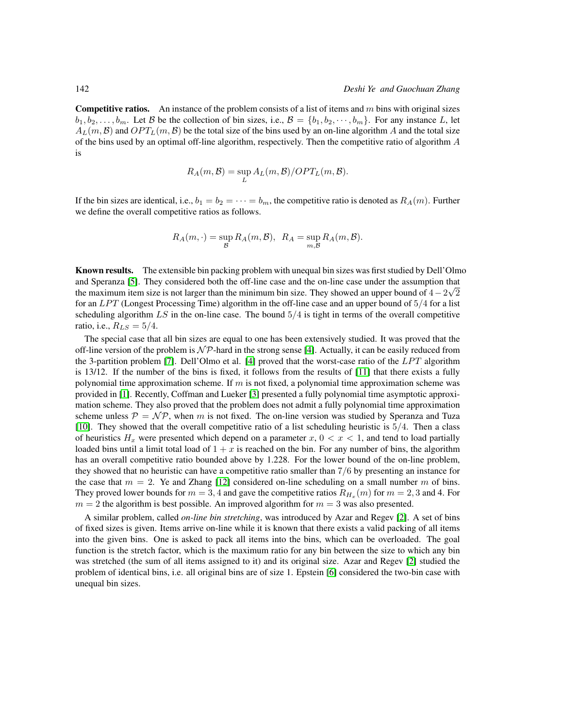**Competitive ratios.** An instance of the problem consists of a list of items and $m$ bins with original sizes $b_1, b_2, \ldots, b_m$. Let $\mathcal{B}$ be the collection of bin sizes, i.e., $\mathcal{B} = \{b_1, b_2, \cdots, b_m\}$. For any instance $L$, let $A_L(m, \mathcal{B})$ and $OPT_L(m, \mathcal{B})$ be the total size of the bins used by an on-line algorithm $A$ and the total size of the bins used by an optimal off-line algorithm, respectively. Then the competitive ratio of algorithm $A$ is

$$R_A(m, \mathcal{B}) = \sup_L A_L(m, \mathcal{B})/OPT_L(m, \mathcal{B}).$$

If the bin sizes are identical, i.e., $b_1 = b_2 = \cdots = b_m$, the competitive ratio is denoted as $R_A(m)$. Further we define the overall competitive ratios as follows.

$$R_A(m, \cdot) = \sup_{\mathcal{B}} R_A(m, \mathcal{B}), \quad R_A = \sup_{m, \mathcal{B}} R_A(m, \mathcal{B}).$$

**Known results.** The extensible bin packing problem with unequal bin sizes was first studied by Dell'Olmo and Speranza [5]. They considered both the off-line case and the on-line case under the assumption that the maximum item size is not larger than the minimum bin size. They showed an upper bound of $4 - 2\sqrt{2}$ for an $LPT$ (Longest Processing Time) algorithm in the off-line case and an upper bound of $5/4$ for a list scheduling algorithm $LS$ in the on-line case. The bound $5/4$ is tight in terms of the overall competitive ratio, i.e., $R_{LS} = 5/4$.

The special case that all bin sizes are equal to one has been extensively studied. It was proved that the off-line version of the problem is $\mathcal{NP}$-hard in the strong sense [4]. Actually, it can be easily reduced from the 3-partition problem [7]. Dell'Olmo et al. [4] proved that the worst-case ratio of the $LPT$ algorithm is 13/12. If the number of the bins is fixed, it follows from the results of [11] that there exists a fully polynomial time approximation scheme. If $m$ is not fixed, a polynomial time approximation scheme was provided in [1]. Recently, Coffman and Lueker [3] presented a fully polynomial time asymptotic approximation scheme. They also proved that the problem does not admit a fully polynomial time approximation scheme unless $\mathcal{P} = \mathcal{NP}$, when $m$ is not fixed. The on-line version was studied by Speranza and Tuza [10]. They showed that the overall competitive ratio of a list scheduling heuristic is $5/4$. Then a class of heuristics $H_x$ were presented which depend on a parameter $x$, $0 < x < 1$, and tend to load partially loaded bins until a limit total load of $1 + x$ is reached on the bin. For any number of bins, the algorithm has an overall competitive ratio bounded above by 1.228. For the lower bound of the on-line problem, they showed that no heuristic can have a competitive ratio smaller than $7/6$ by presenting an instance for the case that $m = 2$. Ye and Zhang [12] considered on-line scheduling on a small number $m$ of bins. They proved lower bounds for $m = 3, 4$ and gave the competitive ratios $R_{H_x}(m)$ for $m = 2, 3$ and 4. For $m = 2$ the algorithm is best possible. An improved algorithm for $m = 3$ was also presented.

A similar problem, called *on-line bin stretching*, was introduced by Azar and Regev [2]. A set of bins of fixed sizes is given. Items arrive on-line while it is known that there exists a valid packing of all items into the given bins. One is asked to pack all items into the bins, which can be overloaded. The goal function is the stretch factor, which is the maximum ratio for any bin between the size to which any bin was stretched (the sum of all items assigned to it) and its original size. Azar and Regev [2] studied the problem of identical bins, i.e. all original bins are of size 1. Epstein [6] considered the two-bin case with unequal bin sizes.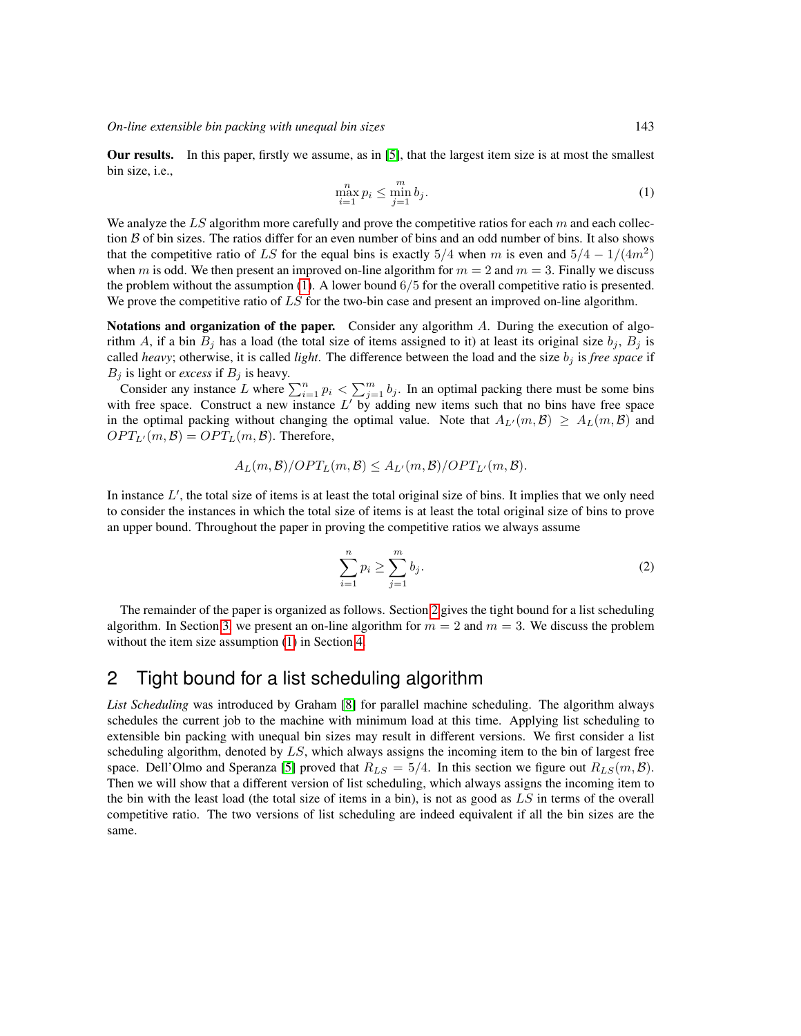**Our results.** In this paper, firstly we assume, as in [5], that the largest item size is at most the smallest bin size, i.e.,

$$\max_{i=1}^{n} p_i \leq \min_{j=1}^{m} b_j. \tag{1}$$

We analyze the $LS$ algorithm more carefully and prove the competitive ratios for each $m$ and each collection $\mathcal{B}$ of bin sizes. The ratios differ for an even number of bins and an odd number of bins. It also shows that the competitive ratio of $LS$ for the equal bins is exactly $5/4$ when $m$ is even and $5/4 - 1/(4m^2)$ when $m$ is odd. We then present an improved on-line algorithm for $m = 2$ and $m = 3$. Finally we discuss the problem without the assumption (1). A lower bound $6/5$ for the overall competitive ratio is presented. We prove the competitive ratio of $LS$ for the two-bin case and present an improved on-line algorithm.

**Notations and organization of the paper.** Consider any algorithm $A$. During the execution of algorithm $A$, if a bin $B_j$ has a load (the total size of items assigned to it) at least its original size $b_j$, $B_j$ is called *heavy*; otherwise, it is called *light*. The difference between the load and the size $b_j$ is *free space* if $B_j$ is light or *excess* if $B_j$ is heavy.

Consider any instance $L$ where $\sum_{i=1}^{n} p_i < \sum_{j=1}^{m} b_j$. In an optimal packing there must be some bins with free space. Construct a new instance $L'$ by adding new items such that no bins have free space in the optimal packing without changing the optimal value. Note that $A_{L'}(m, \mathcal{B}) \geq A_L(m, \mathcal{B})$ and $OPT_{L'}(m, \mathcal{B}) = OPT_L(m, \mathcal{B})$. Therefore,

$$A_L(m, \mathcal{B})/OPT_L(m, \mathcal{B}) \leq A_{L'}(m, \mathcal{B})/OPT_{L'}(m, \mathcal{B}).$$

In instance $L'$, the total size of items is at least the total original size of bins. It implies that we only need to consider the instances in which the total size of items is at least the total original size of bins to prove an upper bound. Throughout the paper in proving the competitive ratios we always assume

$$\sum_{i=1}^{n} p_i \geq \sum_{j=1}^{m} b_j. \tag{2}$$

The remainder of the paper is organized as follows. Section 2 gives the tight bound for a list scheduling algorithm. In Section 3, we present an on-line algorithm for $m = 2$ and $m = 3$. We discuss the problem without the item size assumption (1) in Section 4.

## 2 Tight bound for a list scheduling algorithm

*List Scheduling* was introduced by Graham [8] for parallel machine scheduling. The algorithm always schedules the current job to the machine with minimum load at this time. Applying list scheduling to extensible bin packing with unequal bin sizes may result in different versions. We first consider a list scheduling algorithm, denoted by $LS$, which always assigns the incoming item to the bin of largest free space. Dell'Olmo and Speranza [5] proved that $R_{LS} = 5/4$. In this section we figure out $R_{LS}(m, \mathcal{B})$. Then we will show that a different version of list scheduling, which always assigns the incoming item to the bin with the least load (the total size of items in a bin), is not as good as $LS$ in terms of the overall competitive ratio. The two versions of list scheduling are indeed equivalent if all the bin sizes are the same.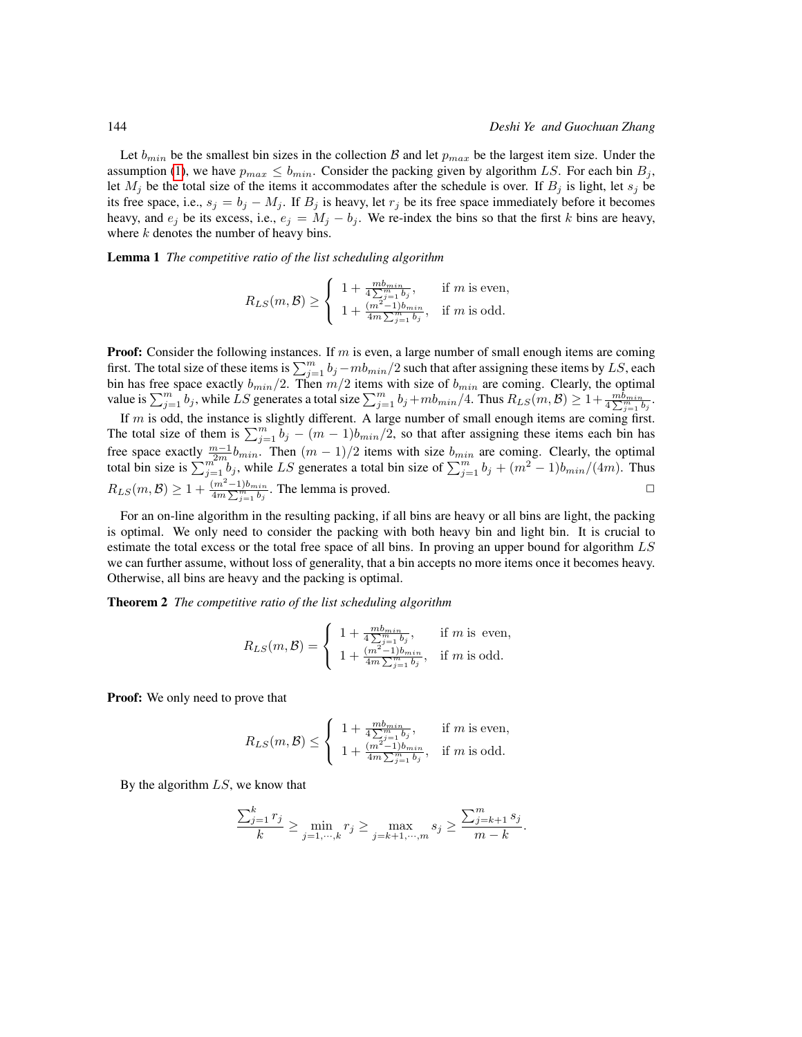Let $b_{min}$ be the smallest bin sizes in the collection $\mathcal{B}$ and let $p_{max}$ be the largest item size. Under the assumption (1), we have $p_{max} \leq b_{min}$. Consider the packing given by algorithm $LS$. For each bin $B_j$, let $M_j$ be the total size of the items it accommodates after the schedule is over. If $B_j$ is light, let $s_j$ be its free space, i.e., $s_j = b_j - M_j$. If $B_j$ is heavy, let $r_j$ be its free space immediately before it becomes heavy, and $e_j$ be its excess, i.e., $e_j = M_j - b_j$. We re-index the bins so that the first $k$ bins are heavy, where $k$ denotes the number of heavy bins.

**Lemma 1** *The competitive ratio of the list scheduling algorithm*

$$R_{LS}(m, \mathcal{B}) \geq \begin{cases} 1 + \frac{mb_{min}}{4\sum_{j=1}^{m} b_j}, & \text{if } m \text{ is even,} \\ 1 + \frac{(m^2-1)b_{min}}{4m\sum_{j=1}^{m} b_j}, & \text{if } m \text{ is odd.} \end{cases}$$

**Proof:** Consider the following instances. If $m$ is even, a large number of small enough items are coming first. The total size of these items is $\sum_{j=1}^{m} b_j - mb_{min}/2$ such that after assigning these items by $LS$, each bin has free space exactly $b_{min}/2$. Then $m/2$ items with size of $b_{min}$ are coming. Clearly, the optimal value is $\sum_{j=1}^{m} b_j$, while $LS$ generates a total size $\sum_{j=1}^{m} b_j + mb_{min}/4$. Thus $R_{LS}(m, \mathcal{B}) \geq 1 + \frac{mb_{min}}{4\sum_{j=1}^{m} b_j}$.

If $m$ is odd, the instance is slightly different. A large number of small enough items are coming first. The total size of them is $\sum_{j=1}^{m} b_j - (m-1)b_{min}/2$, so that after assigning these items each bin has free space exactly $\frac{m-1}{2m} b_{min}$. Then $(m-1)/2$ items with size $b_{min}$ are coming. Clearly, the optimal total bin size is $\sum_{j=1}^{m} b_j$, while $LS$ generates a total bin size of $\sum_{j=1}^{m} b_j + (m^2-1)b_{min}/(4m)$. Thus $R_{LS}(m, \mathcal{B}) \geq 1 + \frac{(m^2-1)b_{min}}{4m\sum_{j=1}^{m} b_j}$. The lemma is proved. □

For an on-line algorithm in the resulting packing, if all bins are heavy or all bins are light, the packing is optimal. We only need to consider the packing with both heavy bin and light bin. It is crucial to estimate the total excess or the total free space of all bins. In proving an upper bound for algorithm $LS$ we can further assume, without loss of generality, that a bin accepts no more items once it becomes heavy. Otherwise, all bins are heavy and the packing is optimal.

**Theorem 2** *The competitive ratio of the list scheduling algorithm*

$$R_{LS}(m, \mathcal{B}) = \begin{cases} 1 + \frac{mb_{min}}{4\sum_{j=1}^{m} b_j}, & \text{if } m \text{ is even,} \\ 1 + \frac{(m^2-1)b_{min}}{4m\sum_{j=1}^{m} b_j}, & \text{if } m \text{ is odd.} \end{cases}$$

**Proof:** We only need to prove that

$$R_{LS}(m, \mathcal{B}) \leq \begin{cases} 1 + \frac{mb_{min}}{4\sum_{j=1}^{m} b_j}, & \text{if } m \text{ is even,} \\ 1 + \frac{(m^2-1)b_{min}}{4m\sum_{j=1}^{m} b_j}, & \text{if } m \text{ is odd.} \end{cases}$$

By the algorithm $LS$, we know that

$$\frac{\sum_{j=1}^{k} r_j}{k} \geq \min_{j=1,\cdots,k} r_j \geq \max_{j=k+1,\cdots,m} s_j \geq \frac{\sum_{j=k+1}^{m} s_j}{m-k}.$$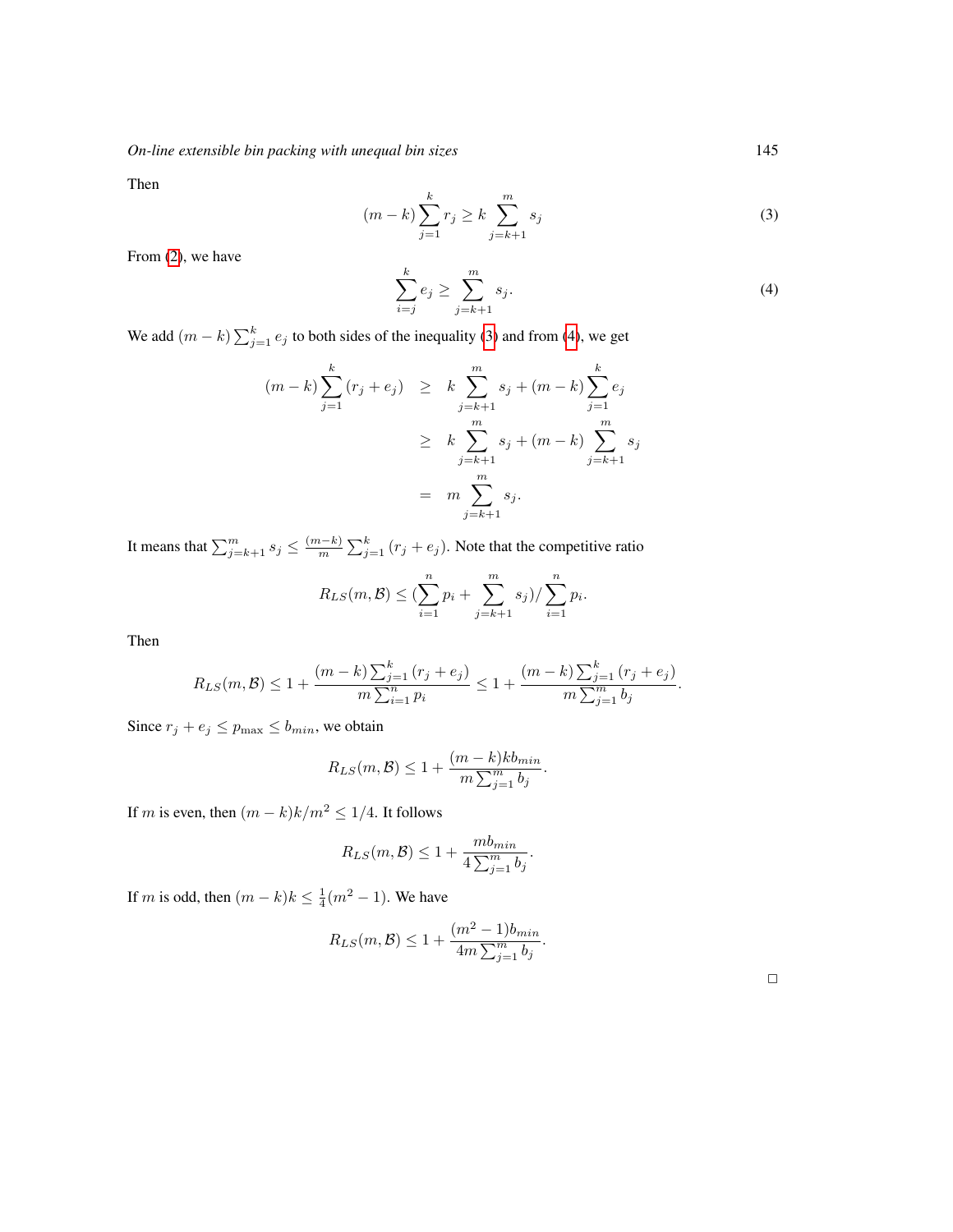Then

$$(m-k)\sum_{j=1}^{k} r_j \geq k\sum_{j=k+1}^{m} s_j \tag{3}$$

From (2), we have

$$\sum_{i=j}^{k} e_j \geq \sum_{j=k+1}^{m} s_j. \tag{4}$$

We add $(m-k)\sum_{j=1}^{k} e_j$ to both sides of the inequality (3) and from (4), we get

$$\begin{aligned}
(m-k)\sum_{j=1}^{k}(r_j+e_j) &\geq k\sum_{j=k+1}^{m} s_j + (m-k)\sum_{j=1}^{k} e_j \\
&\geq k\sum_{j=k+1}^{m} s_j + (m-k)\sum_{j=k+1}^{m} s_j \\
&= m\sum_{j=k+1}^{m} s_j.
\end{aligned}$$

It means that $\sum_{j=k+1}^{m} s_j \leq \frac{(m-k)}{m}\sum_{j=1}^{k}(r_j+e_j)$. Note that the competitive ratio

$$R_{LS}(m,\mathcal{B}) \leq (\sum_{i=1}^{n} p_i + \sum_{j=k+1}^{m} s_j)/\sum_{i=1}^{n} p_i.$$

Then

$$R_{LS}(m,\mathcal{B}) \leq 1 + \frac{(m-k)\sum_{j=1}^{k}(r_j+e_j)}{m\sum_{i=1}^{n} p_i} \leq 1 + \frac{(m-k)\sum_{j=1}^{k}(r_j+e_j)}{m\sum_{j=1}^{m} b_j}.$$

Since $r_j + e_j \leq p_{\max} \leq b_{min}$, we obtain

$$R_{LS}(m,\mathcal{B}) \leq 1 + \frac{(m-k)kb_{min}}{m\sum_{j=1}^{m} b_j}.$$

If $m$ is even, then $(m-k)k/m^2 \leq 1/4$. It follows

$$R_{LS}(m,\mathcal{B}) \leq 1 + \frac{mb_{min}}{4\sum_{j=1}^{m} b_j}.$$

If $m$ is odd, then $(m-k)k \leq \frac{1}{4}(m^2-1)$. We have

$$R_{LS}(m,\mathcal{B}) \leq 1 + \frac{(m^2-1)b_{min}}{4m\sum_{j=1}^{m} b_j}.$$

□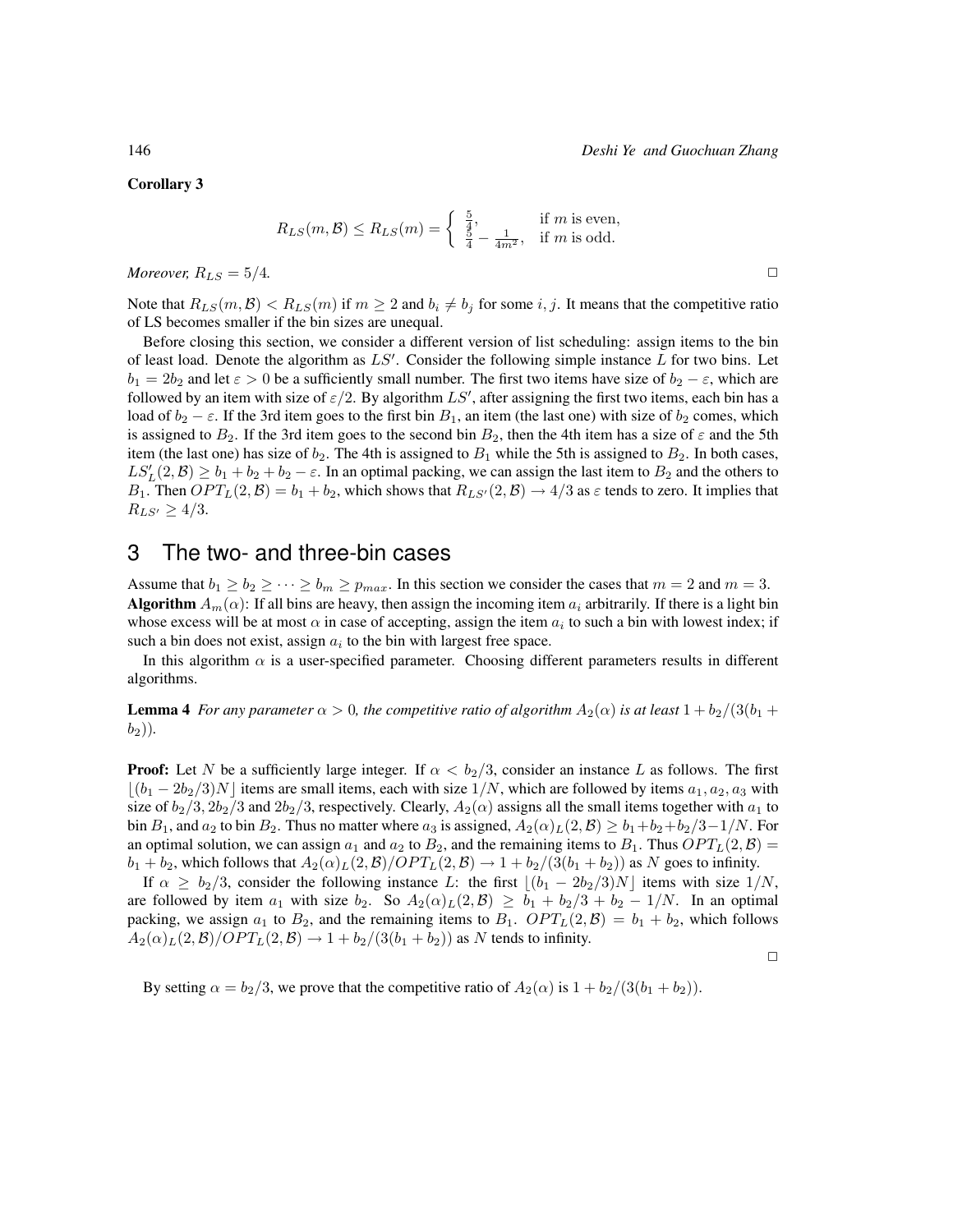**Corollary 3**

$$R_{LS}(m,\mathcal{B}) \leq R_{LS}(m) = \begin{cases} \frac{5}{4}, & \text{if } m \text{ is even,} \\ \frac{5}{4} - \frac{1}{4m^2}, & \text{if } m \text{ is odd.} \end{cases}$$

*Moreover,* $R_{LS} = 5/4$. □

Note that $R_{LS}(m,\mathcal{B}) < R_{LS}(m)$ if $m \geq 2$ and $b_i \neq b_j$ for some $i, j$. It means that the competitive ratio of LS becomes smaller if the bin sizes are unequal.

Before closing this section, we consider a different version of list scheduling: assign items to the bin of least load. Denote the algorithm as $LS'$. Consider the following simple instance $L$ for two bins. Let $b_1 = 2b_2$ and let $\varepsilon > 0$ be a sufficiently small number. The first two items have size of $b_2 - \varepsilon$, which are followed by an item with size of $\varepsilon/2$. By algorithm $LS'$, after assigning the first two items, each bin has a load of $b_2 - \varepsilon$. If the 3rd item goes to the first bin $B_1$, an item (the last one) with size of $b_2$ comes, which is assigned to $B_2$. If the 3rd item goes to the second bin $B_2$, then the 4th item has a size of $\varepsilon$ and the 5th item (the last one) has size of $b_2$. The 4th is assigned to $B_1$ while the 5th is assigned to $B_2$. In both cases, $LS'_L(2,\mathcal{B}) \geq b_1 + b_2 + b_2 - \varepsilon$. In an optimal packing, we can assign the last item to $B_2$ and the others to $B_1$. Then $OPT_L(2,\mathcal{B}) = b_1 + b_2$, which shows that $R_{LS'}(2,\mathcal{B}) \to 4/3$ as $\varepsilon$ tends to zero. It implies that $R_{LS'} \geq 4/3$.

## 3 The two- and three-bin cases

Assume that $b_1 \geq b_2 \geq \cdots \geq b_m \geq p_{max}$. In this section we consider the cases that $m = 2$ and $m = 3$.

**Algorithm** $A_m(\alpha)$: If all bins are heavy, then assign the incoming item $a_i$ arbitrarily. If there is a light bin whose excess will be at most $\alpha$ in case of accepting, assign the item $a_i$ to such a bin with lowest index; if such a bin does not exist, assign $a_i$ to the bin with largest free space.

In this algorithm $\alpha$ is a user-specified parameter. Choosing different parameters results in different algorithms.

**Lemma 4** *For any parameter $\alpha > 0$, the competitive ratio of algorithm $A_2(\alpha)$ is at least $1 + b_2/(3(b_1 + b_2))$.*

**Proof:** Let $N$ be a sufficiently large integer. If $\alpha < b_2/3$, consider an instance $L$ as follows. The first $\lfloor (b_1 - 2b_2/3)N \rfloor$ items are small items, each with size $1/N$, which are followed by items $a_1, a_2, a_3$ with size of $b_2/3, 2b_2/3$ and $2b_2/3$, respectively. Clearly, $A_2(\alpha)$ assigns all the small items together with $a_1$ to bin $B_1$, and $a_2$ to bin $B_2$. Thus no matter where $a_3$ is assigned, $A_2(\alpha)_L(2,\mathcal{B}) \geq b_1 + b_2 + b_2/3 - 1/N$. For an optimal solution, we can assign $a_1$ and $a_2$ to $B_2$, and the remaining items to $B_1$. Thus $OPT_L(2,\mathcal{B}) = b_1 + b_2$, which follows that $A_2(\alpha)_L(2,\mathcal{B})/OPT_L(2,\mathcal{B}) \to 1 + b_2/(3(b_1 + b_2))$ as $N$ goes to infinity.

If $\alpha \geq b_2/3$, consider the following instance $L$: the first $\lfloor (b_1 - 2b_2/3)N \rfloor$ items with size $1/N$, are followed by item $a_1$ with size $b_2$. So $A_2(\alpha)_L(2,\mathcal{B}) \geq b_1 + b_2/3 + b_2 - 1/N$. In an optimal packing, we assign $a_1$ to $B_2$, and the remaining items to $B_1$. $OPT_L(2,\mathcal{B}) = b_1 + b_2$, which follows $A_2(\alpha)_L(2,\mathcal{B})/OPT_L(2,\mathcal{B}) \to 1 + b_2/(3(b_1 + b_2))$ as $N$ tends to infinity.

□

By setting $\alpha = b_2/3$, we prove that the competitive ratio of $A_2(\alpha)$ is $1 + b_2/(3(b_1 + b_2))$.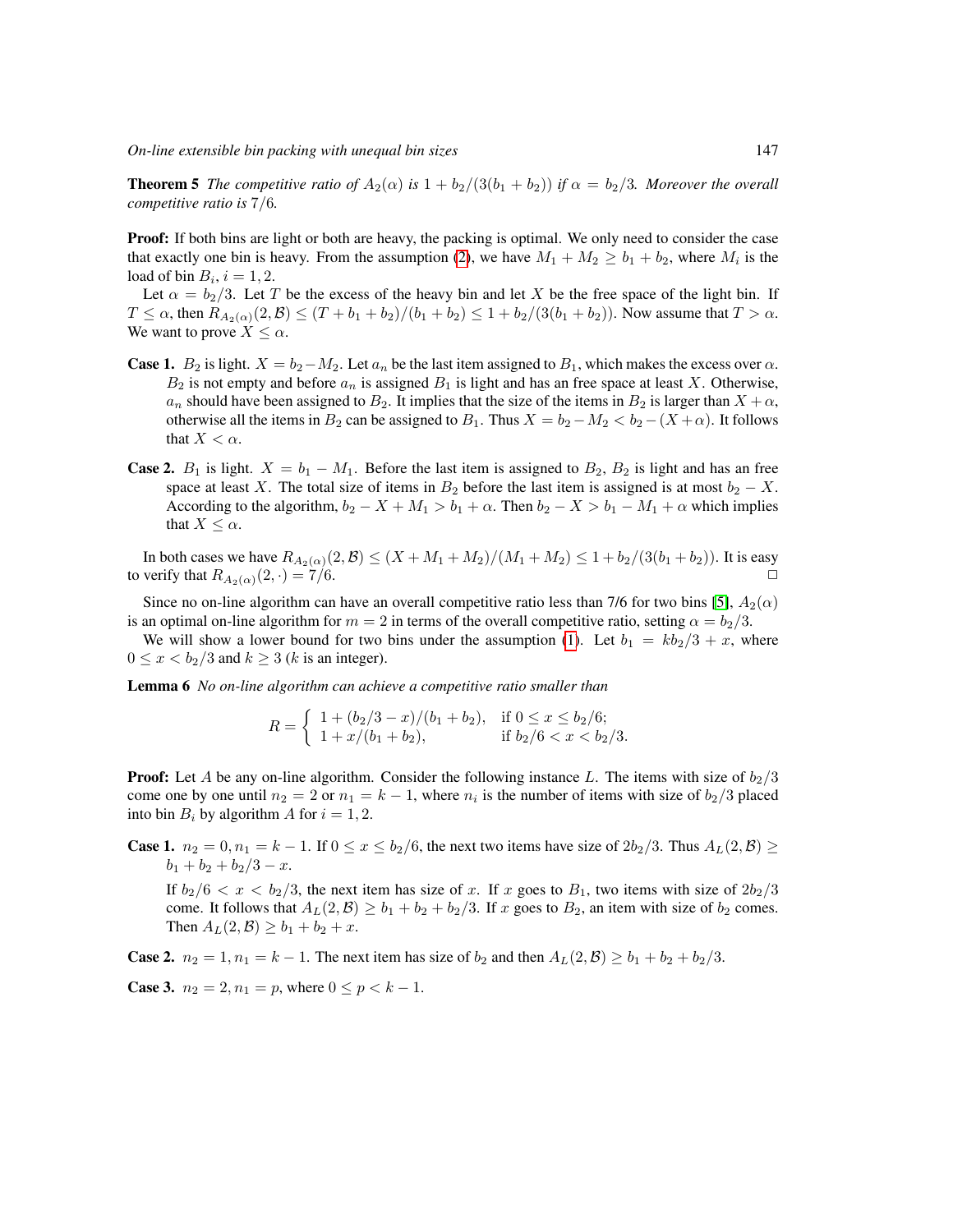**Theorem 5** *The competitive ratio of $A_2(\alpha)$ is $1 + b_2/(3(b_1 + b_2))$ if $\alpha = b_2/3$. Moreover the overall competitive ratio is 7/6.*

**Proof:** If both bins are light or both are heavy, the packing is optimal. We only need to consider the case that exactly one bin is heavy. From the assumption (2), we have $M_1 + M_2 \geq b_1 + b_2$, where $M_i$ is the load of bin $B_i$, $i = 1, 2$.

Let $\alpha = b_2/3$. Let $T$ be the excess of the heavy bin and let $X$ be the free space of the light bin. If $T \leq \alpha$, then $R_{A_2(\alpha)}(2, \mathcal{B}) \leq (T + b_1 + b_2)/(b_1 + b_2) \leq 1 + b_2/(3(b_1 + b_2))$. Now assume that $T > \alpha$. We want to prove $X \leq \alpha$.

**Case 1.** $B_2$ is light. $X = b_2 - M_2$. Let $a_n$ be the last item assigned to $B_1$, which makes the excess over $\alpha$. $B_2$ is not empty and before $a_n$ is assigned $B_1$ is light and has an free space at least $X$. Otherwise, $a_n$ should have been assigned to $B_2$. It implies that the size of the items in $B_2$ is larger than $X + \alpha$, otherwise all the items in $B_2$ can be assigned to $B_1$. Thus $X = b_2 - M_2 < b_2 - (X + \alpha)$. It follows that $X < \alpha$.

**Case 2.** $B_1$ is light. $X = b_1 - M_1$. Before the last item is assigned to $B_2$, $B_2$ is light and has an free space at least $X$. The total size of items in $B_2$ before the last item is assigned is at most $b_2 - X$. According to the algorithm, $b_2 - X + M_1 > b_1 + \alpha$. Then $b_2 - X > b_1 - M_1 + \alpha$ which implies that $X \leq \alpha$.

In both cases we have $R_{A_2(\alpha)}(2, \mathcal{B}) \leq (X + M_1 + M_2)/(M_1 + M_2) \leq 1 + b_2/(3(b_1 + b_2))$. It is easy to verify that $R_{A_2(\alpha)}(2, \cdot) = 7/6$. □

Since no on-line algorithm can have an overall competitive ratio less than 7/6 for two bins [5], $A_2(\alpha)$ is an optimal on-line algorithm for $m = 2$ in terms of the overall competitive ratio, setting $\alpha = b_2/3$.

We will show a lower bound for two bins under the assumption (1). Let $b_1 = kb_2/3 + x$, where $0 \leq x < b_2/3$ and $k \geq 3$ ($k$ is an integer).

**Lemma 6** *No on-line algorithm can achieve a competitive ratio smaller than*

$$R = \begin{cases} 1 + (b_2/3 - x)/(b_1 + b_2), & \text{if } 0 \leq x \leq b_2/6; \\ 1 + x/(b_1 + b_2), & \text{if } b_2/6 < x < b_2/3. \end{cases}$$

**Proof:** Let $A$ be any on-line algorithm. Consider the following instance $L$. The items with size of $b_2/3$ come one by one until $n_2 = 2$ or $n_1 = k - 1$, where $n_i$ is the number of items with size of $b_2/3$ placed into bin $B_i$ by algorithm $A$ for $i = 1, 2$.

**Case 1.** $n_2 = 0, n_1 = k - 1$. If $0 \leq x \leq b_2/6$, the next two items have size of $2b_2/3$. Thus $A_L(2, \mathcal{B}) \geq b_1 + b_2 + b_2/3 - x$.

If $b_2/6 < x < b_2/3$, the next item has size of $x$. If $x$ goes to $B_1$, two items with size of $2b_2/3$ come. It follows that $A_L(2, \mathcal{B}) \geq b_1 + b_2 + b_2/3$. If $x$ goes to $B_2$, an item with size of $b_2$ comes. Then $A_L(2, \mathcal{B}) \geq b_1 + b_2 + x$.

**Case 2.** $n_2 = 1, n_1 = k - 1$. The next item has size of $b_2$ and then $A_L(2, \mathcal{B}) \geq b_1 + b_2 + b_2/3$.

**Case 3.** $n_2 = 2, n_1 = p$, where $0 \leq p < k - 1$.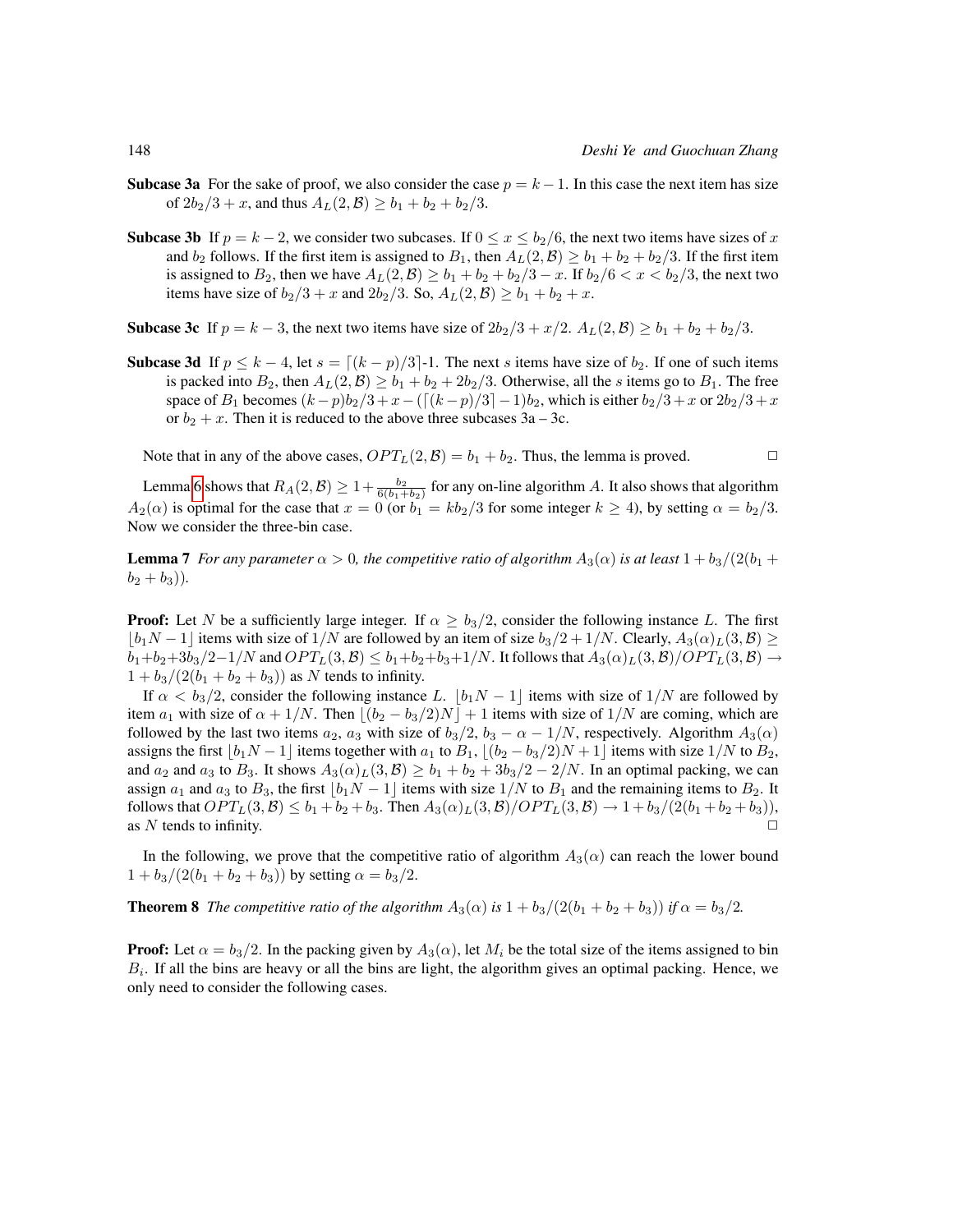**Subcase 3a** For the sake of proof, we also consider the case $p = k - 1$. In this case the next item has size of $2b_2/3 + x$, and thus $A_L(2, \mathcal{B}) \geq b_1 + b_2 + b_2/3$.

**Subcase 3b** If $p = k - 2$, we consider two subcases. If $0 \leq x \leq b_2/6$, the next two items have sizes of $x$ and $b_2$ follows. If the first item is assigned to $B_1$, then $A_L(2, \mathcal{B}) \geq b_1 + b_2 + b_2/3$. If the first item is assigned to $B_2$, then we have $A_L(2, \mathcal{B}) \geq b_1 + b_2 + b_2/3 - x$. If $b_2/6 < x < b_2/3$, the next two items have size of $b_2/3 + x$ and $2b_2/3$. So, $A_L(2, \mathcal{B}) \geq b_1 + b_2 + x$.

**Subcase 3c** If $p = k - 3$, the next two items have size of $2b_2/3 + x/2$. $A_L(2, \mathcal{B}) \geq b_1 + b_2 + b_2/3$.

**Subcase 3d** If $p \leq k - 4$, let $s = \lceil (k - p)/3 \rceil$-1. The next $s$ items have size of $b_2$. If one of such items is packed into $B_2$, then $A_L(2, \mathcal{B}) \geq b_1 + b_2 + 2b_2/3$. Otherwise, all the $s$ items go to $B_1$. The free space of $B_1$ becomes $(k - p)b_2/3 + x - (\lceil (k - p)/3 \rceil - 1)b_2$, which is either $b_2/3 + x$ or $2b_2/3 + x$ or $b_2 + x$. Then it is reduced to the above three subcases 3a – 3c.

Note that in any of the above cases, $OPT_L(2, \mathcal{B}) = b_1 + b_2$. Thus, the lemma is proved. □

Lemma 6 shows that $R_A(2, \mathcal{B}) \geq 1 + \frac{b_2}{6(b_1 + b_2)}$ for any on-line algorithm $A$. It also shows that algorithm $A_2(\alpha)$ is optimal for the case that $x = 0$ (or $b_1 = kb_2/3$ for some integer $k \geq 4$), by setting $\alpha = b_2/3$. Now we consider the three-bin case.

**Lemma 7** *For any parameter $\alpha > 0$, the competitive ratio of algorithm $A_3(\alpha)$ is at least $1 + b_3/(2(b_1 + b_2 + b_3))$.*

**Proof:** Let $N$ be a sufficiently large integer. If $\alpha \geq b_3/2$, consider the following instance $L$. The first $\lfloor b_1 N - 1 \rfloor$ items with size of $1/N$ are followed by an item of size $b_3/2 + 1/N$. Clearly, $A_3(\alpha)_L(3, \mathcal{B}) \geq b_1 + b_2 + 3b_3/2 - 1/N$ and $OPT_L(3, \mathcal{B}) \leq b_1 + b_2 + b_3 + 1/N$. It follows that $A_3(\alpha)_L(3, \mathcal{B})/OPT_L(3, \mathcal{B}) \to 1 + b_3/(2(b_1 + b_2 + b_3))$ as $N$ tends to infinity.

If $\alpha < b_3/2$, consider the following instance $L$. $\lfloor b_1 N - 1 \rfloor$ items with size of $1/N$ are followed by item $a_1$ with size of $\alpha + 1/N$. Then $\lfloor (b_2 - b_3/2)N \rfloor + 1$ items with size of $1/N$ are coming, which are followed by the last two items $a_2$, $a_3$ with size of $b_3/2$, $b_3 - \alpha - 1/N$, respectively. Algorithm $A_3(\alpha)$ assigns the first $\lfloor b_1 N - 1 \rfloor$ items together with $a_1$ to $B_1$, $\lfloor (b_2 - b_3/2)N + 1 \rfloor$ items with size $1/N$ to $B_2$, and $a_2$ and $a_3$ to $B_3$. It shows $A_3(\alpha)_L(3, \mathcal{B}) \geq b_1 + b_2 + 3b_3/2 - 2/N$. In an optimal packing, we can assign $a_1$ and $a_3$ to $B_3$, the first $\lfloor b_1 N - 1 \rfloor$ items with size $1/N$ to $B_1$ and the remaining items to $B_2$. It follows that $OPT_L(3, \mathcal{B}) \leq b_1 + b_2 + b_3$. Then $A_3(\alpha)_L(3, \mathcal{B})/OPT_L(3, \mathcal{B}) \to 1 + b_3/(2(b_1 + b_2 + b_3))$, as $N$ tends to infinity. □

In the following, we prove that the competitive ratio of algorithm $A_3(\alpha)$ can reach the lower bound $1 + b_3/(2(b_1 + b_2 + b_3))$ by setting $\alpha = b_3/2$.

**Theorem 8** *The competitive ratio of the algorithm $A_3(\alpha)$ is $1 + b_3/(2(b_1 + b_2 + b_3))$ if $\alpha = b_3/2$.*

**Proof:** Let $\alpha = b_3/2$. In the packing given by $A_3(\alpha)$, let $M_i$ be the total size of the items assigned to bin $B_i$. If all the bins are heavy or all the bins are light, the algorithm gives an optimal packing. Hence, we only need to consider the following cases.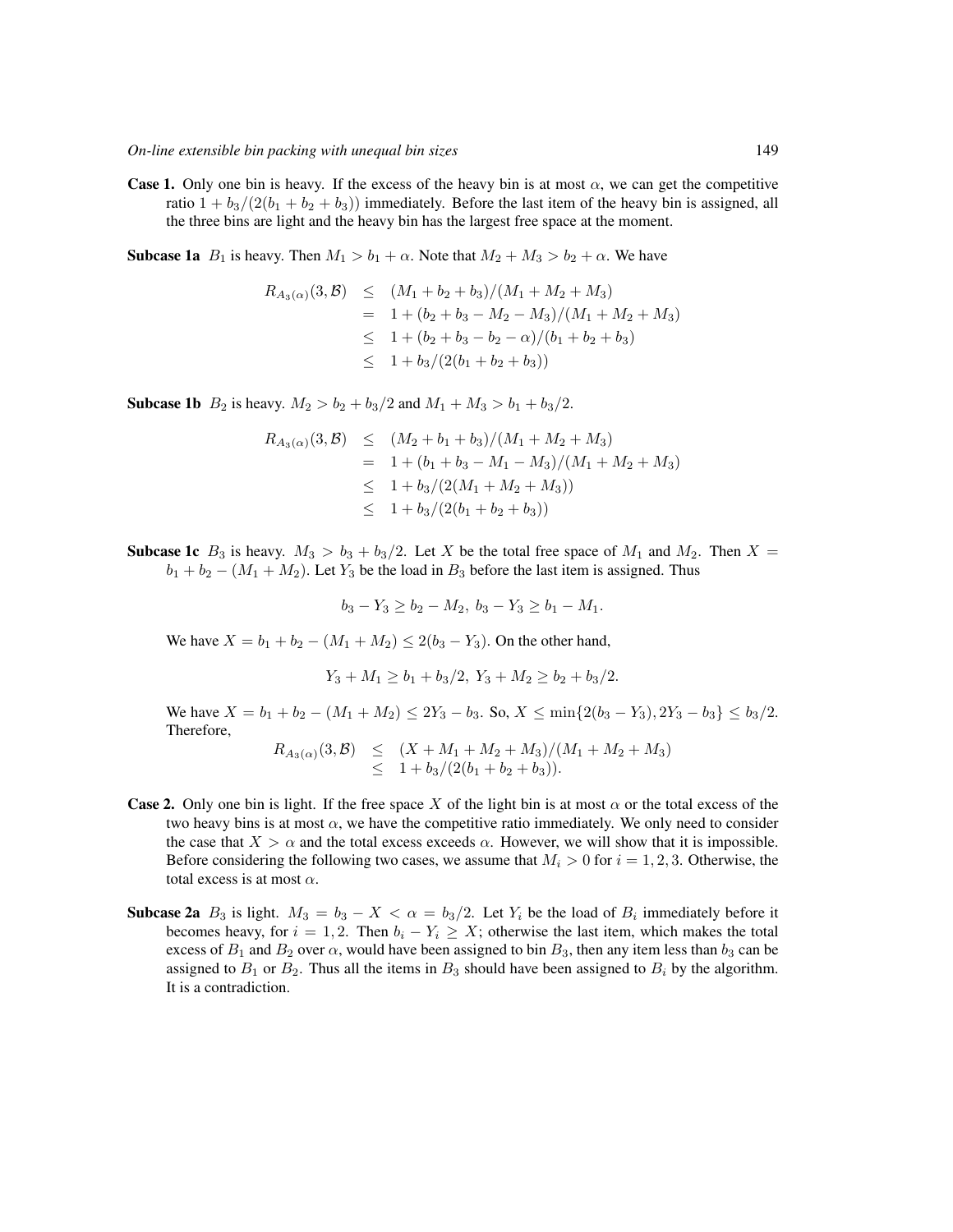**Case 1.** Only one bin is heavy. If the excess of the heavy bin is at most $\alpha$, we can get the competitive ratio $1 + b_3/(2(b_1 + b_2 + b_3))$ immediately. Before the last item of the heavy bin is assigned, all the three bins are light and the heavy bin has the largest free space at the moment.

**Subcase 1a** $B_1$ is heavy. Then $M_1 > b_1 + \alpha$. Note that $M_2 + M_3 > b_2 + \alpha$. We have

$$\begin{aligned} R_{A_3(\alpha)}(3, \mathcal{B}) &\leq (M_1 + b_2 + b_3)/(M_1 + M_2 + M_3) \\ &= 1 + (b_2 + b_3 - M_2 - M_3)/(M_1 + M_2 + M_3) \\ &\leq 1 + (b_2 + b_3 - b_2 - \alpha)/(b_1 + b_2 + b_3) \\ &\leq 1 + b_3/(2(b_1 + b_2 + b_3)) \end{aligned}$$

**Subcase 1b** $B_2$ is heavy. $M_2 > b_2 + b_3/2$ and $M_1 + M_3 > b_1 + b_3/2$.

$$\begin{aligned} R_{A_3(\alpha)}(3, \mathcal{B}) &\leq (M_2 + b_1 + b_3)/(M_1 + M_2 + M_3) \\ &= 1 + (b_1 + b_3 - M_1 - M_3)/(M_1 + M_2 + M_3) \\ &\leq 1 + b_3/(2(M_1 + M_2 + M_3)) \\ &\leq 1 + b_3/(2(b_1 + b_2 + b_3)) \end{aligned}$$

**Subcase 1c** $B_3$ is heavy. $M_3 > b_3 + b_3/2$. Let $X$ be the total free space of $M_1$ and $M_2$. Then $X = b_1 + b_2 - (M_1 + M_2)$. Let $Y_3$ be the load in $B_3$ before the last item is assigned. Thus

$$b_3 - Y_3 \geq b_2 - M_2, \ b_3 - Y_3 \geq b_1 - M_1.$$

We have $X = b_1 + b_2 - (M_1 + M_2) \leq 2(b_3 - Y_3)$. On the other hand,

$$Y_3 + M_1 \geq b_1 + b_3/2, \ Y_3 + M_2 \geq b_2 + b_3/2.$$

We have $X = b_1 + b_2 - (M_1 + M_2) \leq 2Y_3 - b_3$. So, $X \leq \min\{2(b_3 - Y_3), 2Y_3 - b_3\} \leq b_3/2$. Therefore,

$$\begin{aligned} R_{A_3(\alpha)}(3, \mathcal{B}) &\leq (X + M_1 + M_2 + M_3)/(M_1 + M_2 + M_3) \\ &\leq 1 + b_3/(2(b_1 + b_2 + b_3)). \end{aligned}$$

**Case 2.** Only one bin is light. If the free space $X$ of the light bin is at most $\alpha$ or the total excess of the two heavy bins is at most $\alpha$, we have the competitive ratio immediately. We only need to consider the case that $X > \alpha$ and the total excess exceeds $\alpha$. However, we will show that it is impossible. Before considering the following two cases, we assume that $M_i > 0$ for $i = 1, 2, 3$. Otherwise, the total excess is at most $\alpha$.

**Subcase 2a** $B_3$ is light. $M_3 = b_3 - X < \alpha = b_3/2$. Let $Y_i$ be the load of $B_i$ immediately before it becomes heavy, for $i = 1, 2$. Then $b_i - Y_i \geq X$; otherwise the last item, which makes the total excess of $B_1$ and $B_2$ over $\alpha$, would have been assigned to bin $B_3$, then any item less than $b_3$ can be assigned to $B_1$ or $B_2$. Thus all the items in $B_3$ should have been assigned to $B_i$ by the algorithm. It is a contradiction.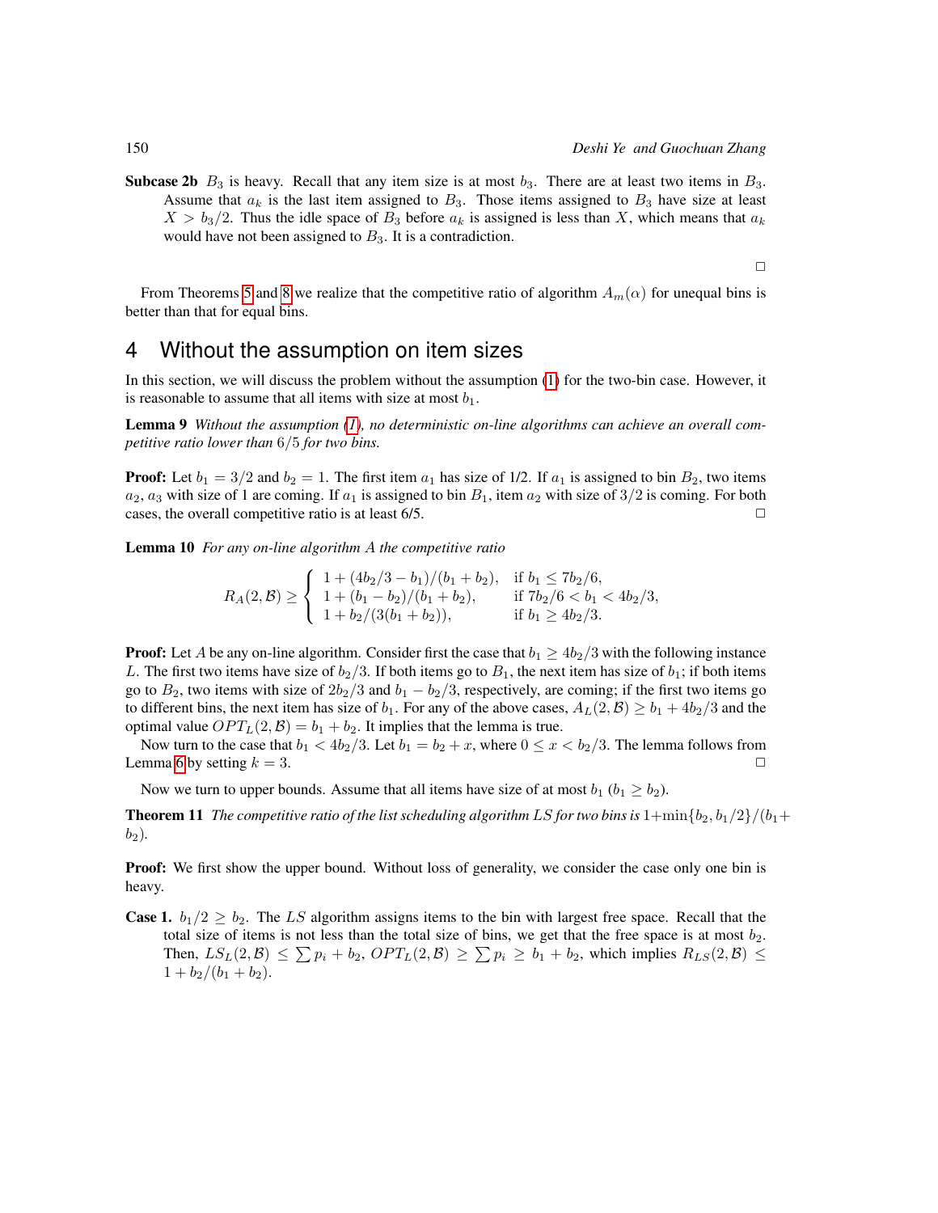**Subcase 2b** $B_3$ is heavy. Recall that any item size is at most $b_3$. There are at least two items in $B_3$. Assume that $a_k$ is the last item assigned to $B_3$. Those items assigned to $B_3$ have size at least $X > b_3/2$. Thus the idle space of $B_3$ before $a_k$ is assigned is less than $X$, which means that $a_k$ would have not been assigned to $B_3$. It is a contradiction.

□

From Theorems 5 and 8 we realize that the competitive ratio of algorithm $A_m(\alpha)$ for unequal bins is better than that for equal bins.

## 4 Without the assumption on item sizes

In this section, we will discuss the problem without the assumption (1) for the two-bin case. However, it is reasonable to assume that all items with size at most $b_1$.

**Lemma 9** *Without the assumption (1), no deterministic on-line algorithms can achieve an overall competitive ratio lower than 6/5 for two bins.*

**Proof:** Let $b_1 = 3/2$ and $b_2 = 1$. The first item $a_1$ has size of 1/2. If $a_1$ is assigned to bin $B_2$, two items $a_2, a_3$ with size of 1 are coming. If $a_1$ is assigned to bin $B_1$, item $a_2$ with size of 3/2 is coming. For both cases, the overall competitive ratio is at least 6/5. □

**Lemma 10** *For any on-line algorithm A the competitive ratio*

$$R_A(2, \mathcal{B}) \geq \begin{cases} 1 + (4b_2/3 - b_1)/(b_1 + b_2), & \text{if } b_1 \leq 7b_2/6, \\ 1 + (b_1 - b_2)/(b_1 + b_2), & \text{if } 7b_2/6 < b_1 < 4b_2/3, \\ 1 + b_2/(3(b_1 + b_2)), & \text{if } b_1 \geq 4b_2/3. \end{cases}$$

**Proof:** Let $A$ be any on-line algorithm. Consider first the case that $b_1 \geq 4b_2/3$ with the following instance $L$. The first two items have size of $b_2/3$. If both items go to $B_1$, the next item has size of $b_1$; if both items go to $B_2$, two items with size of $2b_2/3$ and $b_1 - b_2/3$, respectively, are coming; if the first two items go to different bins, the next item has size of $b_1$. For any of the above cases, $A_L(2, \mathcal{B}) \geq b_1 + 4b_2/3$ and the optimal value $OPT_L(2, \mathcal{B}) = b_1 + b_2$. It implies that the lemma is true.

Now turn to the case that $b_1 < 4b_2/3$. Let $b_1 = b_2 + x$, where $0 \leq x < b_2/3$. The lemma follows from Lemma 6 by setting $k = 3$. □

Now we turn to upper bounds. Assume that all items have size of at most $b_1$ ($b_1 \geq b_2$).

**Theorem 11** *The competitive ratio of the list scheduling algorithm LS for two bins is* $1 + \min\{b_2, b_1/2\}/(b_1 + b_2)$.

**Proof:** We first show the upper bound. Without loss of generality, we consider the case only one bin is heavy.

**Case 1.** $b_1/2 \geq b_2$. The $LS$ algorithm assigns items to the bin with largest free space. Recall that the total size of items is not less than the total size of bins, we get that the free space is at most $b_2$. Then, $LS_L(2, \mathcal{B}) \leq \sum p_i + b_2$, $OPT_L(2, \mathcal{B}) \geq \sum p_i \geq b_1 + b_2$, which implies $R_{LS}(2, \mathcal{B}) \leq 1 + b_2/(b_1 + b_2)$.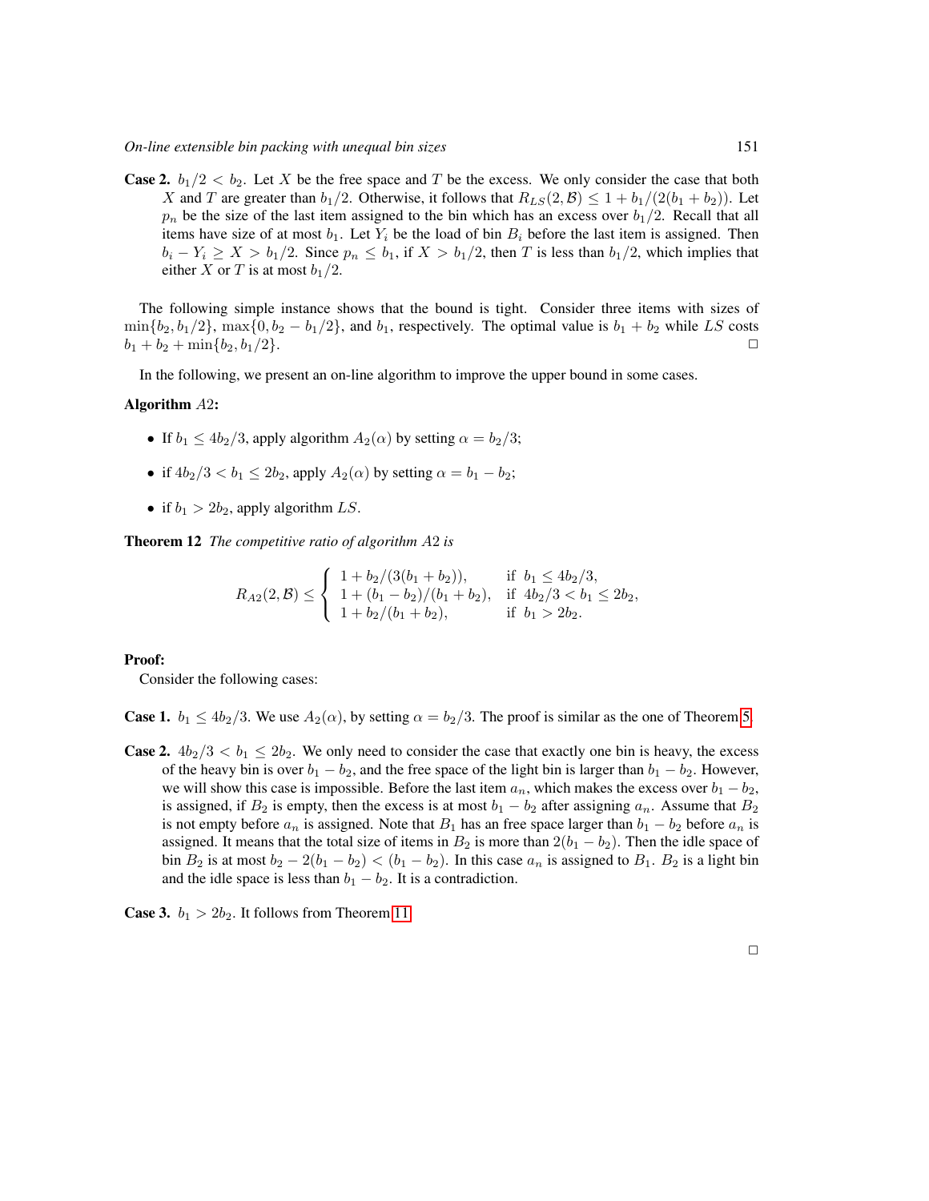**Case 2.** $b_1/2 < b_2$. Let $X$ be the free space and $T$ be the excess. We only consider the case that both $X$ and $T$ are greater than $b_1/2$. Otherwise, it follows that $R_{LS}(2, \mathcal{B}) \leq 1 + b_1/(2(b_1 + b_2))$. Let $p_n$ be the size of the last item assigned to the bin which has an excess over $b_1/2$. Recall that all items have size of at most $b_1$. Let $Y_i$ be the load of bin $B_i$ before the last item is assigned. Then $b_i - Y_i \geq X > b_1/2$. Since $p_n \leq b_1$, if $X > b_1/2$, then $T$ is less than $b_1/2$, which implies that either $X$ or $T$ is at most $b_1/2$.

The following simple instance shows that the bound is tight. Consider three items with sizes of $\min\{b_2, b_1/2\}$, $\max\{0, b_2 - b_1/2\}$, and $b_1$, respectively. The optimal value is $b_1 + b_2$ while $LS$ costs $b_1 + b_2 + \min\{b_2, b_1/2\}$. □

In the following, we present an on-line algorithm to improve the upper bound in some cases.

**Algorithm** $A2$**:**

- If $b_1 \leq 4b_2/3$, apply algorithm $A_2(\alpha)$ by setting $\alpha = b_2/3$;
- if $4b_2/3 < b_1 \leq 2b_2$, apply $A_2(\alpha)$ by setting $\alpha = b_1 - b_2$;
- if $b_1 > 2b_2$, apply algorithm $LS$.

**Theorem 12** *The competitive ratio of algorithm $A2$ is*

$$R_{A2}(2, \mathcal{B}) \leq \begin{cases} 1 + b_2/(3(b_1 + b_2)), & \text{if } b_1 \leq 4b_2/3, \\ 1 + (b_1 - b_2)/(b_1 + b_2), & \text{if } 4b_2/3 < b_1 \leq 2b_2, \\ 1 + b_2/(b_1 + b_2), & \text{if } b_1 > 2b_2. \end{cases}$$

**Proof:**

Consider the following cases:

**Case 1.** $b_1 \leq 4b_2/3$. We use $A_2(\alpha)$, by setting $\alpha = b_2/3$. The proof is similar as the one of Theorem 5.

**Case 2.** $4b_2/3 < b_1 \leq 2b_2$. We only need to consider the case that exactly one bin is heavy, the excess of the heavy bin is over $b_1 - b_2$, and the free space of the light bin is larger than $b_1 - b_2$. However, we will show this case is impossible. Before the last item $a_n$, which makes the excess over $b_1 - b_2$, is assigned, if $B_2$ is empty, then the excess is at most $b_1 - b_2$ after assigning $a_n$. Assume that $B_2$ is not empty before $a_n$ is assigned. Note that $B_1$ has an free space larger than $b_1 - b_2$ before $a_n$ is assigned. It means that the total size of items in $B_2$ is more than $2(b_1 - b_2)$. Then the idle space of bin $B_2$ is at most $b_2 - 2(b_1 - b_2) < (b_1 - b_2)$. In this case $a_n$ is assigned to $B_1$. $B_2$ is a light bin and the idle space is less than $b_1 - b_2$. It is a contradiction.

**Case 3.** $b_1 > 2b_2$. It follows from Theorem 11.

□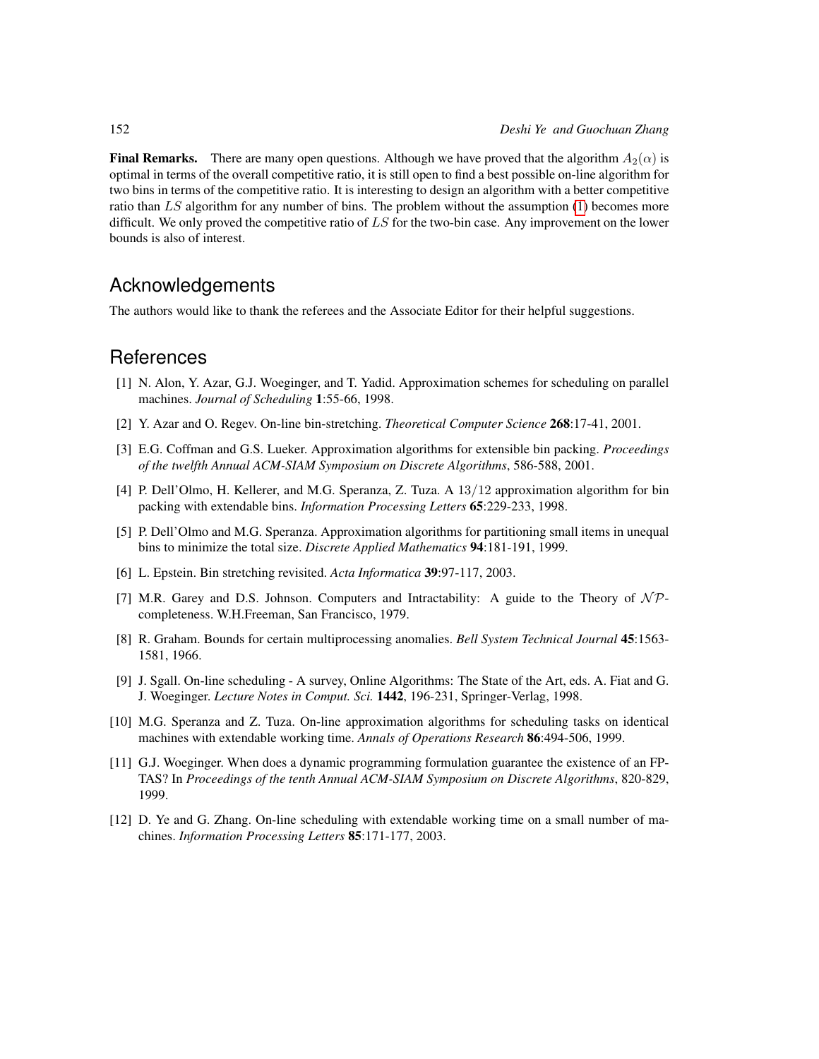**Final Remarks.** There are many open questions. Although we have proved that the algorithm $A_2(\alpha)$ is optimal in terms of the overall competitive ratio, it is still open to find a best possible on-line algorithm for two bins in terms of the competitive ratio. It is interesting to design an algorithm with a better competitive ratio than $LS$ algorithm for any number of bins. The problem without the assumption (1) becomes more difficult. We only proved the competitive ratio of $LS$ for the two-bin case. Any improvement on the lower bounds is also of interest.

## Acknowledgements

The authors would like to thank the referees and the Associate Editor for their helpful suggestions.

## References

[1] N. Alon, Y. Azar, G.J. Woeginger, and T. Yadid. Approximation schemes for scheduling on parallel machines. *Journal of Scheduling* **1**:55-66, 1998.

[2] Y. Azar and O. Regev. On-line bin-stretching. *Theoretical Computer Science* **268**:17-41, 2001.

[3] E.G. Coffman and G.S. Lueker. Approximation algorithms for extensible bin packing. *Proceedings of the twelfth Annual ACM-SIAM Symposium on Discrete Algorithms*, 586-588, 2001.

[4] P. Dell'Olmo, H. Kellerer, and M.G. Speranza, Z. Tuza. A $13/12$ approximation algorithm for bin packing with extendable bins. *Information Processing Letters* **65**:229-233, 1998.

[5] P. Dell'Olmo and M.G. Speranza. Approximation algorithms for partitioning small items in unequal bins to minimize the total size. *Discrete Applied Mathematics* **94**:181-191, 1999.

[6] L. Epstein. Bin stretching revisited. *Acta Informatica* **39**:97-117, 2003.

[7] M.R. Garey and D.S. Johnson. Computers and Intractability: A guide to the Theory of $\mathcal{NP}$-completeness. W.H.Freeman, San Francisco, 1979.

[8] R. Graham. Bounds for certain multiprocessing anomalies. *Bell System Technical Journal* **45**:1563-1581, 1966.

[9] J. Sgall. On-line scheduling - A survey, Online Algorithms: The State of the Art, eds. A. Fiat and G. J. Woeginger. *Lecture Notes in Comput. Sci.* **1442**, 196-231, Springer-Verlag, 1998.

[10] M.G. Speranza and Z. Tuza. On-line approximation algorithms for scheduling tasks on identical machines with extendable working time. *Annals of Operations Research* **86**:494-506, 1999.

[11] G.J. Woeginger. When does a dynamic programming formulation guarantee the existence of an FPTAS? In *Proceedings of the tenth Annual ACM-SIAM Symposium on Discrete Algorithms*, 820-829, 1999.

[12] D. Ye and G. Zhang. On-line scheduling with extendable working time on a small number of machines. *Information Processing Letters* **85**:171-177, 2003.